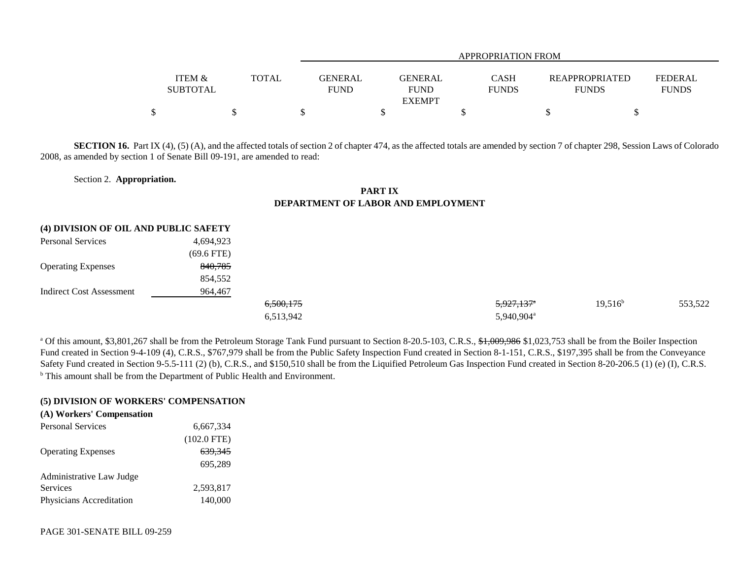| | ITEM & SUBTOTAL | TOTAL | GENERAL FUND | GENERAL FUND EXEMPT | CASH FUNDS | REAPPROPRIATED FUNDS | FEDERAL FUNDS |
|---|---|---|---|---|---|---|---|
| | | | APPROPRIATION FROM | | | | |
| | $ | $ | $ | $ | $ | $ | $ |

**SECTION 16.** Part IX (4), (5) (A), and the affected totals of section 2 of chapter 474, as the affected totals are amended by section 7 of chapter 298, Session Laws of Colorado 2008, as amended by section 1 of Senate Bill 09-191, are amended to read:

Section 2. **Appropriation.**

**PART IX**
**DEPARTMENT OF LABOR AND EMPLOYMENT**

| | ITEM & SUBTOTAL | TOTAL | GENERAL FUND | GENERAL FUND EXEMPT | CASH FUNDS | REAPPROPRIATED FUNDS | FEDERAL FUNDS |
|---|---|---|---|---|---|---|---|
| **(4) DIVISION OF OIL AND PUBLIC SAFETY** | | | | | | | |
| Personal Services | 4,694,923 | | | | | | |
| | (69.6 FTE) | | | | | | |
| Operating Expenses | ~~840,785~~ | | | | | | |
| | 854,552 | | | | | | |
| Indirect Cost Assessment | 964,467 | | | | | | |
| | | ~~6,500,175~~ | | | ~~5,927,137~~[a] | 19,516[b] | 553,522 |
| | | 6,513,942 | | | 5,940,904[a] | | |

[a] Of this amount, $3,801,267 shall be from the Petroleum Storage Tank Fund pursuant to Section 8-20.5-103, C.R.S., ~~$1,009,986~~ $1,023,753 shall be from the Boiler Inspection Fund created in Section 9-4-109 (4), C.R.S., $767,979 shall be from the Public Safety Inspection Fund created in Section 8-1-151, C.R.S., $197,395 shall be from the Conveyance Safety Fund created in Section 9-5.5-111 (2) (b), C.R.S., and $150,510 shall be from the Liquified Petroleum Gas Inspection Fund created in Section 8-20-206.5 (1) (e) (I), C.R.S.
[b] This amount shall be from the Department of Public Health and Environment.

| | ITEM & SUBTOTAL | TOTAL | GENERAL FUND | GENERAL FUND EXEMPT | CASH FUNDS | REAPPROPRIATED FUNDS | FEDERAL FUNDS |
|---|---|---|---|---|---|---|---|
| **(5) DIVISION OF WORKERS' COMPENSATION** | | | | | | | |
| **(A) Workers' Compensation** | | | | | | | |
| Personal Services | 6,667,334 | | | | | | |
| | (102.0 FTE) | | | | | | |
| Operating Expenses | ~~639,345~~ | | | | | | |
| | 695,289 | | | | | | |
| Administrative Law Judge Services | 2,593,817 | | | | | | |
| Physicians Accreditation | 140,000 | | | | | | |

PAGE 301-SENATE BILL 09-259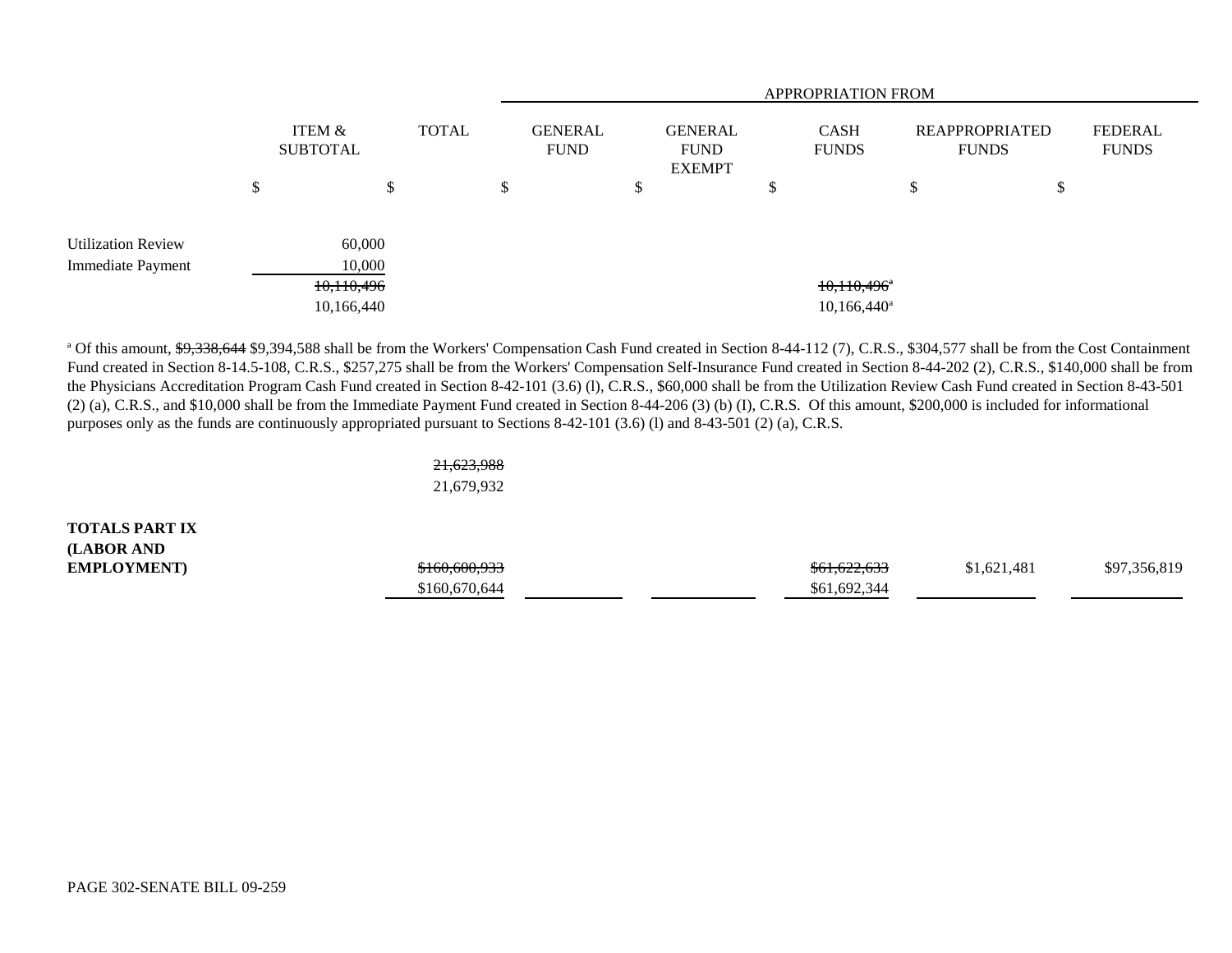| | ITEM & SUBTOTAL | TOTAL | GENERAL FUND | GENERAL FUND EXEMPT | CASH FUNDS | REAPPROPRIATED FUNDS | FEDERAL FUNDS |
|---|---|---|---|---|---|---|---|
| | | | APPROPRIATION FROM | | | | |
| | $ | $ | $ | $ | $ | $ | $ |
| Utilization Review | 60,000 | | | | | | |
| Immediate Payment | 10,000 | | | | | | |
| | ~~10,110,496~~ | | | | ~~10,110,496~~[a] | | |
| | 10,166,440 | | | | 10,166,440[a] | | |

[a] Of this amount, ~~$9,338,644~~ $9,394,588 shall be from the Workers' Compensation Cash Fund created in Section 8-44-112 (7), C.R.S., $304,577 shall be from the Cost Containment Fund created in Section 8-14.5-108, C.R.S., $257,275 shall be from the Workers' Compensation Self-Insurance Fund created in Section 8-44-202 (2), C.R.S., $140,000 shall be from the Physicians Accreditation Program Cash Fund created in Section 8-42-101 (3.6) (l), C.R.S., $60,000 shall be from the Utilization Review Cash Fund created in Section 8-43-501 (2) (a), C.R.S., and $10,000 shall be from the Immediate Payment Fund created in Section 8-44-206 (3) (b) (I), C.R.S. Of this amount, $200,000 is included for informational purposes only as the funds are continuously appropriated pursuant to Sections 8-42-101 (3.6) (l) and 8-43-501 (2) (a), C.R.S.

| | ITEM & SUBTOTAL | TOTAL | GENERAL FUND | GENERAL FUND EXEMPT | CASH FUNDS | REAPPROPRIATED FUNDS | FEDERAL FUNDS |
|---|---|---|---|---|---|---|---|
| | | ~~21,623,988~~ | | | | | |
| | | 21,679,932 | | | | | |
| **TOTALS PART IX (LABOR AND EMPLOYMENT)** | | ~~$160,600,933~~ | | | ~~$61,622,633~~ | $1,621,481 | $97,356,819 |
| | | $160,670,644 | | | $61,692,344 | | |

PAGE 302-SENATE BILL 09-259